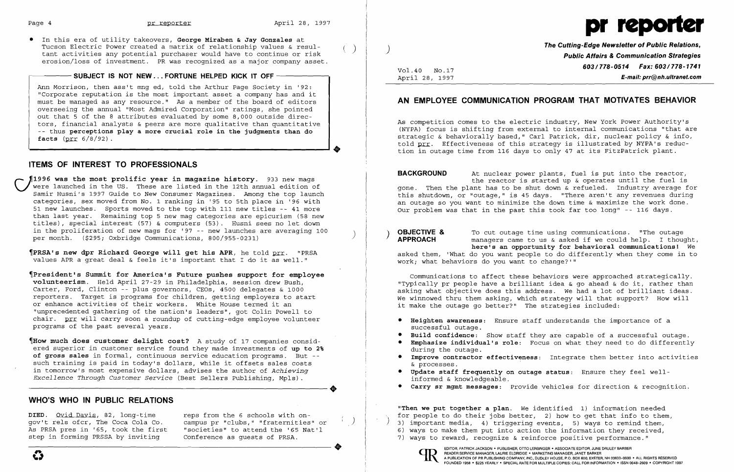- In this era of utility takeovers, **George Miraben & Jay Gonzales** at Tucson Electric Power created a matrix of relationship values & resultant activities any potential purchaser would have to continue or risk erosion/loss of investment. PR was recognized as a major company asset.

**SUBJECT IS NOT NEW...FORTUNE HELPED KICK IT OFF**

Ann Morrison, then ass't mng ed, told the Arthur Page Society in '92: "Corporate reputation is the most important asset a company has and it must be managed as any resource." As a member of the board of editors overseeing the annual "Most Admired Corporation" ratings, she pointed out that 5 of the 8 attributes evaluated by some 8,000 outside directors, financial analysts & peers are more qualitative than quantitative -- thus **perceptions play a more crucial role in the judgments than do facts** (prr 6/8/92).

## ITEMS OF INTEREST TO PROFESSIONALS

¶**1996 was the most prolific year in magazine history.** 933 new mags were launched in the US. These are listed in the 12th annual edition of Samir Husni's 1997 Guide to New Consumer Magazines. Among the top launch categories, sex moved from No. 1 ranking in '95 to 5th place in '96 with 51 new launches. Sports moved to the top with 111 new titles -- 41 more than last year. Remaining top 5 new mag categories are epicurism (58 new titles), special interest (57) & computers (53). Husni sees no let down in the proliferation of new mags for '97 -- new launches are averaging 100 per month. ($295; Oxbridge Communications, 800/955-0231)

¶**PRSA's new dpr Richard George will get his APR**, he told prr. "PRSA values APR a great deal & feels it's important that I do it as well."

¶**President's Summit for America's Future pushes support for employee volunteerism.** Held April 27-29 in Philadelphia, session drew Bush, Carter, Ford, Clinton -- plus governors, CEOs, 4500 delegates & 1000 reporters. Target is programs for children, getting employers to start or enhance activities of their workers. White House termed it an "unprecedented gathering of the nation's leaders", got Colin Powell to chair. prr will carry soon a roundup of cutting-edge employee volunteer programs of the past several years.

¶**How much does customer delight cost?** A study of 17 companies considered superior in customer service found they made investments of **up to 2% of gross sales** in formal, continuous service education programs. But -- such training is paid in today's dollars, while it offsets sales costs in tomorrow's most expensive dollars, advises the author of *Achieving Excellence Through Customer Service* (Best Sellers Publishing, Mpls).

## WHO'S WHO IN PUBLIC RELATIONS

**DIED.** Ovid Davis, 82, long-time gov't rels ofcr, The Coca Cola Co. As PRSA pres in '65, took the first step in forming PRSSA by inviting reps from the 6 schools with on-campus pr "clubs," "fraternities" or "societies" to attend the '65 Nat'l Conference as guests of PRSA.

# pr reporter

**The Cutting-Edge Newsletter of Public Relations, Public Affairs & Communication Strategies**
**603/778-0514 Fax: 603/778-1741**
**E-mail: prr@nh.ultranet.com**

Vol.40 No.17
April 28, 1997

## AN EMPLOYEE COMMUNICATION PROGRAM THAT MOTIVATES BEHAVIOR

As competition comes to the electric industry, New York Power Authority's (NYPA) focus is shifting from external to internal communications "that are strategic & behaviorally based," Carl Patrick, dir, nuclear policy & info, told prr. Effectiveness of this strategy is illustrated by NYPA's reduction in outage time from 116 days to only 47 at its FitzPatrick plant.

**BACKGROUND** At nuclear power plants, fuel is put into the reactor, the reactor is started up & operates until the fuel is gone. Then the plant has to be shut down & refueled. Industry average for this shutdown, or "outage," is 45 days. "There aren't any revenues during an outage so you want to minimize the down time & maximize the work done. Our problem was that in the past this took far too long" -- 116 days.

**OBJECTIVE & APPROACH** To cut outage time using communications. "The outage managers came to us & asked if we could help. I thought, **here's an opportunity for behavioral communications!** We asked them, 'What do you want people to do differently when they come in to work; what behaviors do you want to change?'"

Communications to affect these behaviors were approached strategically. "Typically pr people have a brilliant idea & go ahead & do it, rather than asking what objective does this address. We had a lot of brilliant ideas. We winnowed thru them asking, which strategy will that support? How will it make the outage go better?" The strategies included:

- **Heighten awareness:** Ensure staff understands the importance of a successful outage.
- **Build confidence:** Show staff they are capable of a successful outage.
- **Emphasize individual's role:** Focus on what they need to do differently during the outage.
- **Improve contractor effectiveness:** Integrate them better into activities & processes.
- **Update staff frequently on outage status:** Ensure they feel well-informed & knowledgeable.
- **Carry sr mgmt messages:** Provide vehicles for direction & recognition.

**"Then we put together a plan.** We identified 1) information needed for people to do their jobs better, 2) how to get that info to them, 3) important media, 4) triggering events, 5) ways to remind them, 6) ways to make them put into action the information they received, 7) ways to reward, recognize & reinforce positive performance."

EDITOR, PATRICK JACKSON • PUBLISHER, OTTO LERBINGER • ASSOCIATE EDITOR, JUNE DRULEY BARBER
READER SERVICE MANAGER, LAURIE ELDRIDGE • MARKETING MANAGER, JANET BARKER
A PUBLICATION OF PR PUBLISHING COMPANY, INC., DUDLEY HOUSE, P.O. BOX 600, EXETER, NH 03833-0600 • ALL RIGHTS RESERVED
FOUNDED 1958 • $225 YEARLY • SPECIAL RATE FOR MULTIPLE COPIES: CALL FOR INFORMATION • ISSN 0048-2609 • COPYRIGHT 1997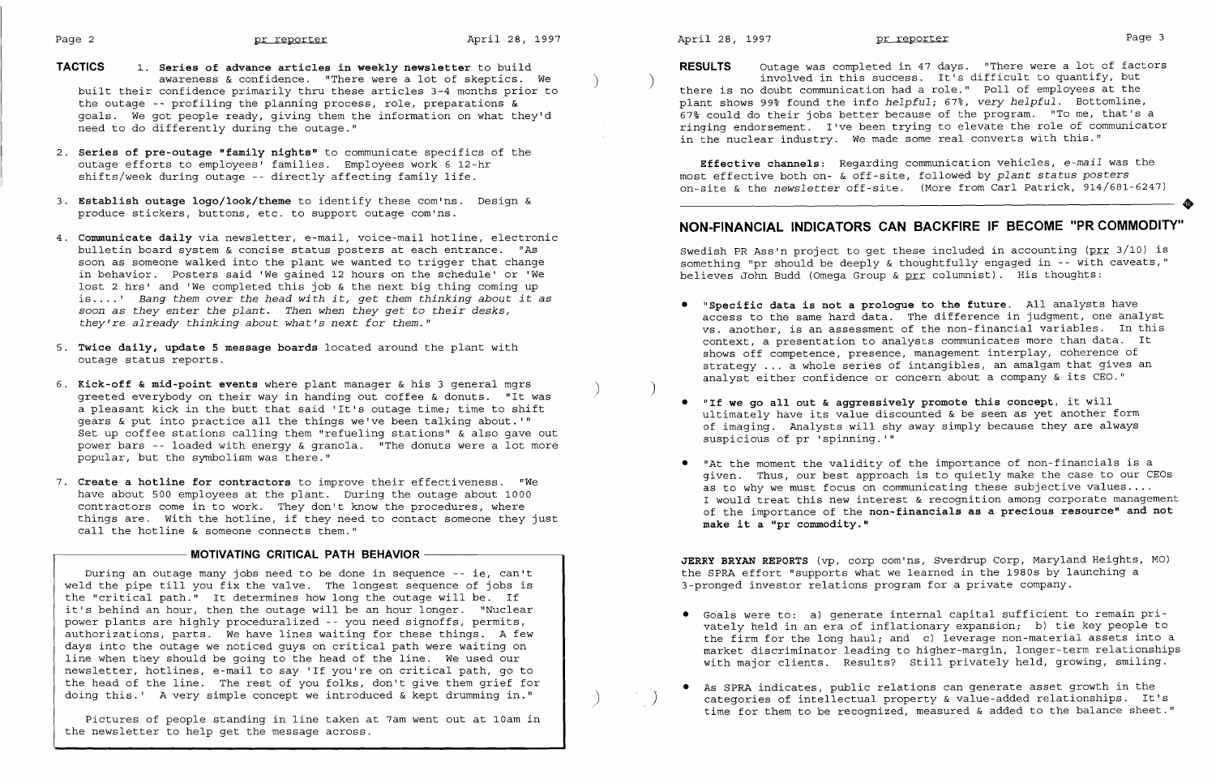**TACTICS** 1. **Series of advance articles in weekly newsletter** to build awareness & confidence. "There were a lot of skeptics. We built their confidence primarily thru these articles 3-4 months prior to the outage -- profiling the planning process, role, preparations & goals. We got people ready, giving them the information on what they'd need to do differently during the outage."

2. **Series of pre-outage "family nights"** to communicate specifics of the outage efforts to employees' families. Employees work 6 12-hr shifts/week during outage -- directly affecting family life.

3. **Establish outage logo/look/theme** to identify these com'ns. Design & produce stickers, buttons, etc. to support outage com'ns.

4. **Communicate daily** via newsletter, e-mail, voice-mail hotline, electronic bulletin board system & concise status posters at each entrance. "As soon as someone walked into the plant we wanted to trigger that change in behavior. Posters said 'We gained 12 hours on the schedule' or 'We lost 2 hrs' and 'We completed this job & the next big thing coming up is....' *Bang them over the head with it, get them thinking about it as soon as they enter the plant. Then when they get to their desks, they're already thinking about what's next for them.*"

5. **Twice daily, update 5 message boards** located around the plant with outage status reports.

6. **Kick-off & mid-point events** where plant manager & his 3 general mgrs greeted everybody on their way in handing out coffee & donuts. "It was a pleasant kick in the butt that said 'It's outage time; time to shift gears & put into practice all the things we've been talking about.'" Set up coffee stations calling them "refueling stations" & also gave out power bars -- loaded with energy & granola. "The donuts were a lot more popular, but the symbolism was there."

7. **Create a hotline for contractors** to improve their effectiveness. "We have about 500 employees at the plant. During the outage about 1000 contractors come in to work. They don't know the procedures, where things are. With the hotline, if they need to contact someone they just call the hotline & someone connects them."

## MOTIVATING CRITICAL PATH BEHAVIOR

During an outage many jobs need to be done in sequence -- ie, can't weld the pipe till you fix the valve. The longest sequence of jobs is the "critical path." It determines how long the outage will be. If it's behind an hour, then the outage will be an hour longer. "Nuclear power plants are highly proceduralized -- you need signoffs, permits, authorizations, parts. We have lines waiting for these things. A few days into the outage we noticed guys on critical path were waiting on line when they should be going to the head of the line. We used our newsletter, hotlines, e-mail to say 'If you're on critical path, go to the head of the line. The rest of you folks, don't give them grief for doing this.' A very simple concept we introduced & kept drumming in."

Pictures of people standing in line taken at 7am went out at 10am in the newsletter to help get the message across.

**RESULTS** Outage was completed in 47 days. "There were a lot of factors involved in this success. It's difficult to quantify, but there is no doubt communication had a role." Poll of employees at the plant shows 99% found the info *helpful*; 67%, *very helpful*. Bottomline, 67% could do their jobs better because of the program. "To me, that's a ringing endorsement. I've been trying to elevate the role of communicator in the nuclear industry. We made some real converts with this."

**Effective channels**: Regarding communication vehicles, *e-mail* was the most effective both on- & off-site, followed by *plant status posters* on-site & the *newsletter* off-site. (More from Carl Patrick, 914/681-6247)

## NON-FINANCIAL INDICATORS CAN BACKFIRE IF BECOME "PR COMMODITY"

Swedish PR Ass'n project to get these included in accounting (prr 3/10) is something "pr should be deeply & thoughtfully engaged in -- with caveats," believes John Budd (Omega Group & prr columnist). His thoughts:

- "**Specific data is not a prologue to the future**. All analysts have access to the same hard data. The difference in judgment, one analyst vs. another, is an assessment of the non-financial variables. In this context, a presentation to analysts communicates more than data. It shows off competence, presence, management interplay, coherence of strategy ... a whole series of intangibles, an amalgam that gives an analyst either confidence or concern about a company & its CEO."

- "**If we go all out & aggressively promote this concept**, it will ultimately have its value discounted & be seen as yet another form of imaging. Analysts will shy away simply because they are always suspicious of pr 'spinning.'"

- "At the moment the validity of the importance of non-financials is a given. Thus, our best approach is to quietly make the case to our CEOs as to why we must focus on communicating these subjective values.... I would treat this new interest & recognition among corporate management of the importance of the **non-financials as a precious resource" and not make it a "pr commodity."**

**JERRY BRYAN REPORTS** (vp, corp com'ns, Sverdrup Corp, Maryland Heights, MO) the SPRA effort "supports what we learned in the 1980s by launching a 3-pronged investor relations program for a private company.

- Goals were to: a) generate internal capital sufficient to remain privately held in an era of inflationary expansion; b) tie key people to the firm for the long haul; and c) leverage non-material assets into a market discriminator leading to higher-margin, longer-term relationships with major clients. Results? Still privately held, growing, smiling.

- As SPRA indicates, public relations can generate asset growth in the categories of intellectual property & value-added relationships. It's time for them to be recognized, measured & added to the balance sheet."